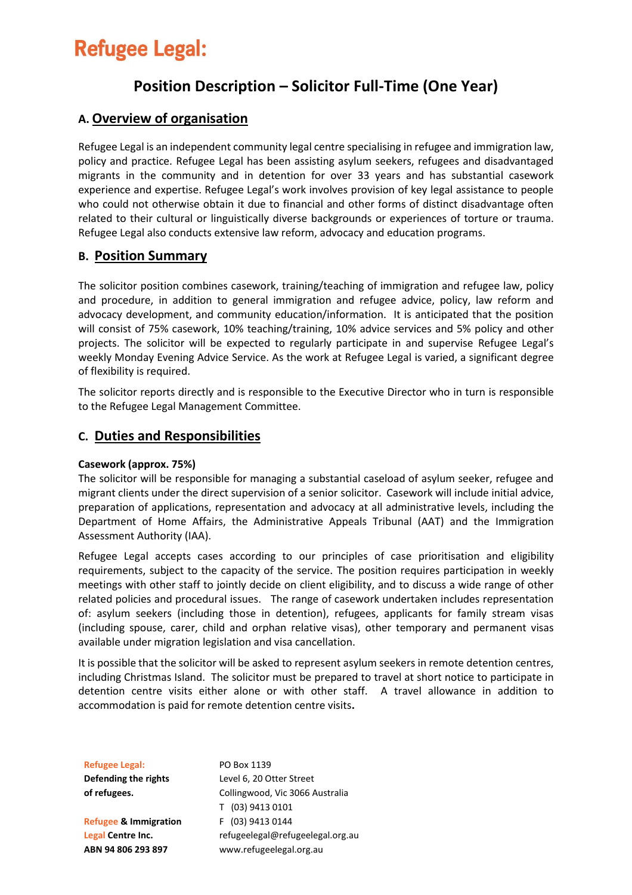# Refugee Legal:

## Position Description – Solicitor Full-Time (One Year)

### A. Overview of organisation

Refugee Legal is an independent community legal centre specialising in refugee and immigration law, policy and practice. Refugee Legal has been assisting asylum seekers, refugees and disadvantaged migrants in the community and in detention for over 33 years and has substantial casework experience and expertise. Refugee Legal's work involves provision of key legal assistance to people who could not otherwise obtain it due to financial and other forms of distinct disadvantage often related to their cultural or linguistically diverse backgrounds or experiences of torture or trauma. Refugee Legal also conducts extensive law reform, advocacy and education programs.

### B. Position Summary

The solicitor position combines casework, training/teaching of immigration and refugee law, policy and procedure, in addition to general immigration and refugee advice, policy, law reform and advocacy development, and community education/information. It is anticipated that the position will consist of 75% casework, 10% teaching/training, 10% advice services and 5% policy and other projects. The solicitor will be expected to regularly participate in and supervise Refugee Legal's weekly Monday Evening Advice Service. As the work at Refugee Legal is varied, a significant degree of flexibility is required.

The solicitor reports directly and is responsible to the Executive Director who in turn is responsible to the Refugee Legal Management Committee.

### C. Duties and Responsibilities

**Casework (approx. 75%)**

The solicitor will be responsible for managing a substantial caseload of asylum seeker, refugee and migrant clients under the direct supervision of a senior solicitor. Casework will include initial advice, preparation of applications, representation and advocacy at all administrative levels, including the Department of Home Affairs, the Administrative Appeals Tribunal (AAT) and the Immigration Assessment Authority (IAA).

Refugee Legal accepts cases according to our principles of case prioritisation and eligibility requirements, subject to the capacity of the service. The position requires participation in weekly meetings with other staff to jointly decide on client eligibility, and to discuss a wide range of other related policies and procedural issues. The range of casework undertaken includes representation of: asylum seekers (including those in detention), refugees, applicants for family stream visas (including spouse, carer, child and orphan relative visas), other temporary and permanent visas available under migration legislation and visa cancellation.

It is possible that the solicitor will be asked to represent asylum seekers in remote detention centres, including Christmas Island. The solicitor must be prepared to travel at short notice to participate in detention centre visits either alone or with other staff. A travel allowance in addition to accommodation is paid for remote detention centre visits**.**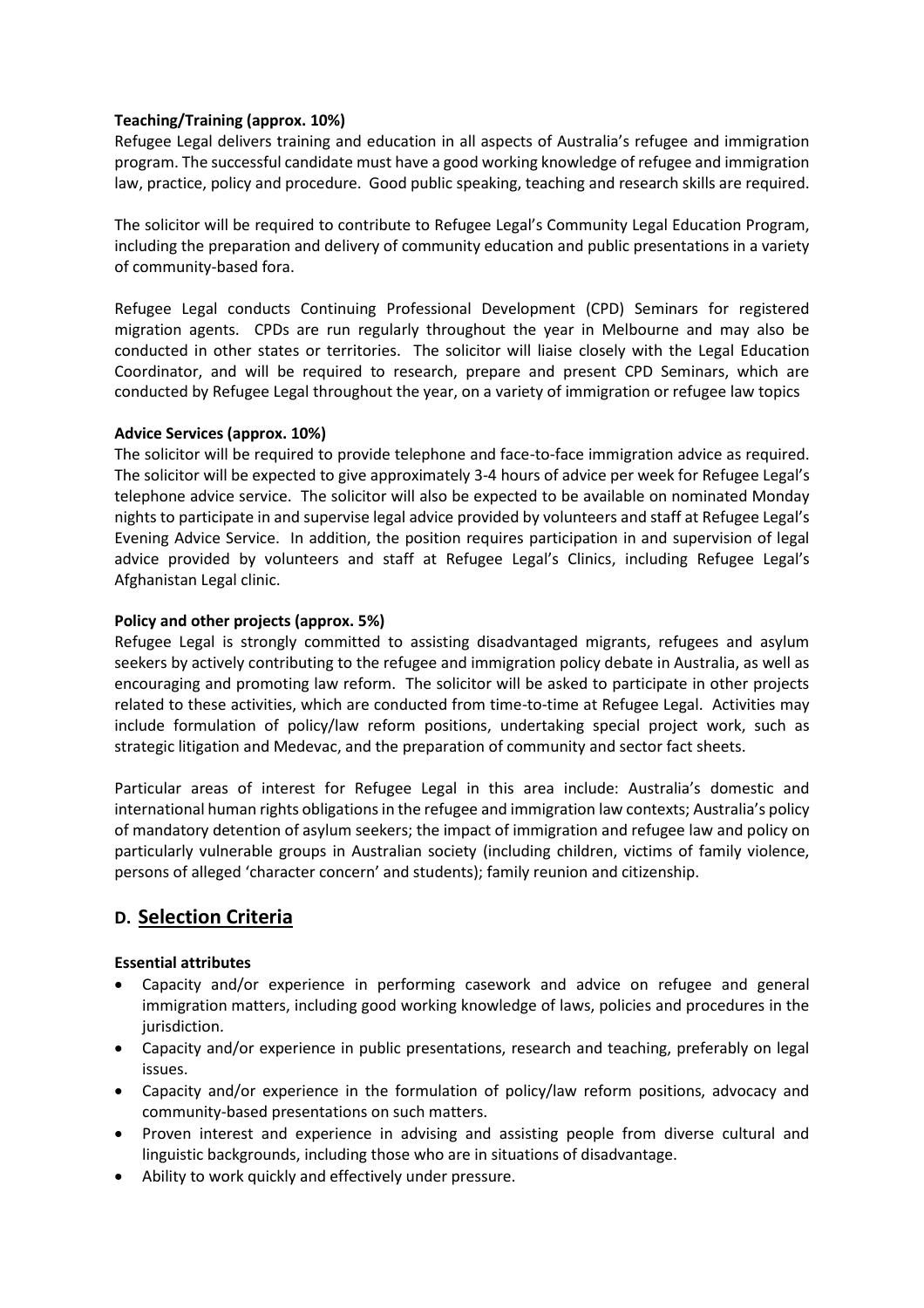**Teaching/Training (approx. 10%)**

Refugee Legal delivers training and education in all aspects of Australia's refugee and immigration program. The successful candidate must have a good working knowledge of refugee and immigration law, practice, policy and procedure. Good public speaking, teaching and research skills are required.

The solicitor will be required to contribute to Refugee Legal's Community Legal Education Program, including the preparation and delivery of community education and public presentations in a variety of community-based fora.

Refugee Legal conducts Continuing Professional Development (CPD) Seminars for registered migration agents. CPDs are run regularly throughout the year in Melbourne and may also be conducted in other states or territories. The solicitor will liaise closely with the Legal Education Coordinator, and will be required to research, prepare and present CPD Seminars, which are conducted by Refugee Legal throughout the year, on a variety of immigration or refugee law topics

**Advice Services (approx. 10%)**

The solicitor will be required to provide telephone and face-to-face immigration advice as required. The solicitor will be expected to give approximately 3-4 hours of advice per week for Refugee Legal's telephone advice service. The solicitor will also be expected to be available on nominated Monday nights to participate in and supervise legal advice provided by volunteers and staff at Refugee Legal's Evening Advice Service. In addition, the position requires participation in and supervision of legal advice provided by volunteers and staff at Refugee Legal's Clinics, including Refugee Legal's Afghanistan Legal clinic.

**Policy and other projects (approx. 5%)**

Refugee Legal is strongly committed to assisting disadvantaged migrants, refugees and asylum seekers by actively contributing to the refugee and immigration policy debate in Australia, as well as encouraging and promoting law reform. The solicitor will be asked to participate in other projects related to these activities, which are conducted from time-to-time at Refugee Legal. Activities may include formulation of policy/law reform positions, undertaking special project work, such as strategic litigation and Medevac, and the preparation of community and sector fact sheets.

Particular areas of interest for Refugee Legal in this area include: Australia's domestic and international human rights obligations in the refugee and immigration law contexts; Australia's policy of mandatory detention of asylum seekers; the impact of immigration and refugee law and policy on particularly vulnerable groups in Australian society (including children, victims of family violence, persons of alleged 'character concern' and students); family reunion and citizenship.

## D. Selection Criteria

**Essential attributes**

- Capacity and/or experience in performing casework and advice on refugee and general immigration matters, including good working knowledge of laws, policies and procedures in the jurisdiction.
- Capacity and/or experience in public presentations, research and teaching, preferably on legal issues.
- Capacity and/or experience in the formulation of policy/law reform positions, advocacy and community-based presentations on such matters.
- Proven interest and experience in advising and assisting people from diverse cultural and linguistic backgrounds, including those who are in situations of disadvantage.
- Ability to work quickly and effectively under pressure.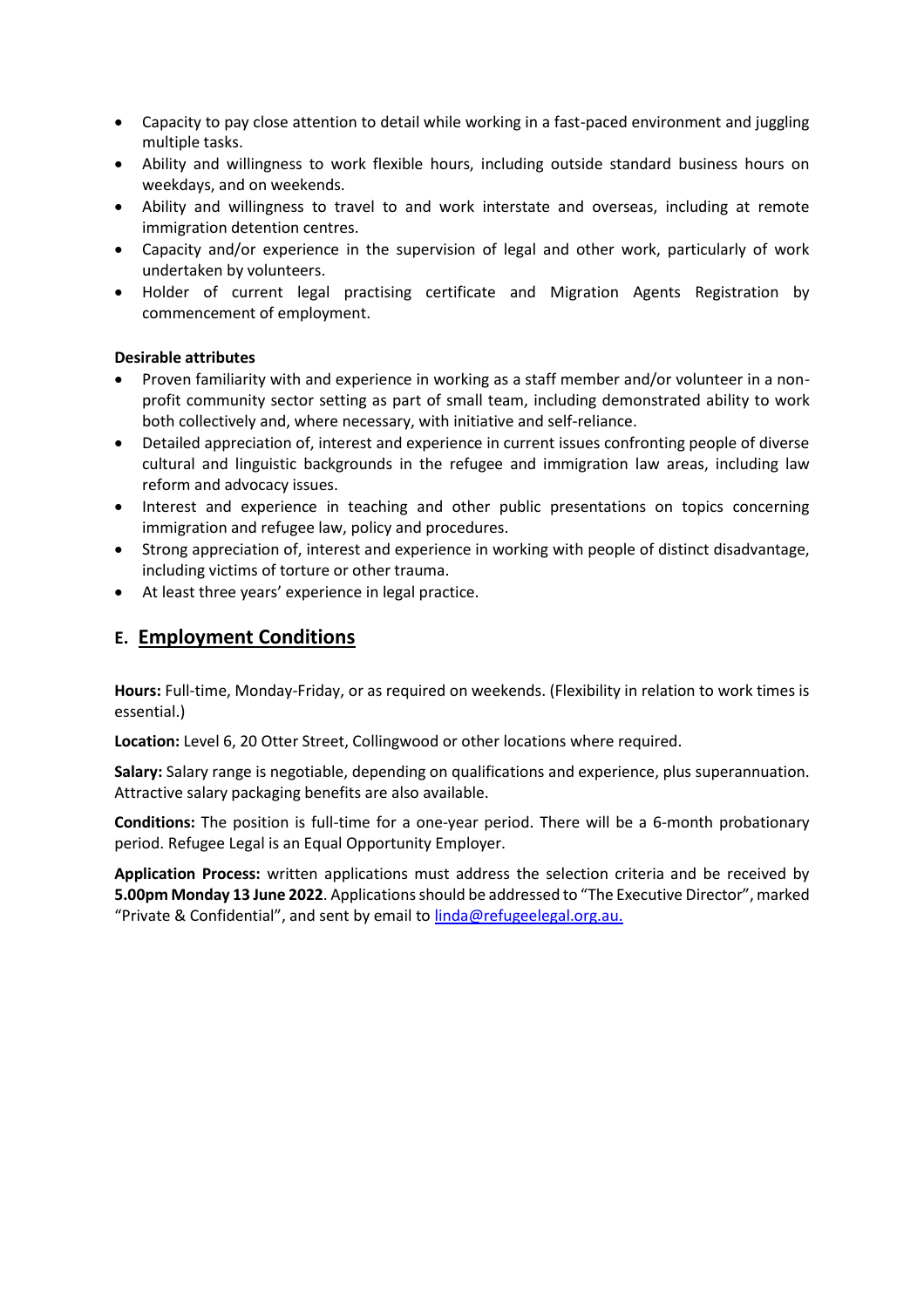- Capacity to pay close attention to detail while working in a fast-paced environment and juggling multiple tasks.
- Ability and willingness to work flexible hours, including outside standard business hours on weekdays, and on weekends.
- Ability and willingness to travel to and work interstate and overseas, including at remote immigration detention centres.
- Capacity and/or experience in the supervision of legal and other work, particularly of work undertaken by volunteers.
- Holder of current legal practising certificate and Migration Agents Registration by commencement of employment.

**Desirable attributes**

- Proven familiarity with and experience in working as a staff member and/or volunteer in a non-profit community sector setting as part of small team, including demonstrated ability to work both collectively and, where necessary, with initiative and self-reliance.
- Detailed appreciation of, interest and experience in current issues confronting people of diverse cultural and linguistic backgrounds in the refugee and immigration law areas, including law reform and advocacy issues.
- Interest and experience in teaching and other public presentations on topics concerning immigration and refugee law, policy and procedures.
- Strong appreciation of, interest and experience in working with people of distinct disadvantage, including victims of torture or other trauma.
- At least three years' experience in legal practice.

## E. Employment Conditions

**Hours:** Full-time, Monday-Friday, or as required on weekends. (Flexibility in relation to work times is essential.)

**Location:** Level 6, 20 Otter Street, Collingwood or other locations where required.

**Salary:** Salary range is negotiable, depending on qualifications and experience, plus superannuation. Attractive salary packaging benefits are also available.

**Conditions:** The position is full-time for a one-year period. There will be a 6-month probationary period. Refugee Legal is an Equal Opportunity Employer.

**Application Process:** written applications must address the selection criteria and be received by **5.00pm Monday 13 June 2022**. Applications should be addressed to "The Executive Director", marked "Private & Confidential", and sent by email to [linda@refugeelegal.org.au.](mailto:linda@refugeelegal.org.au)